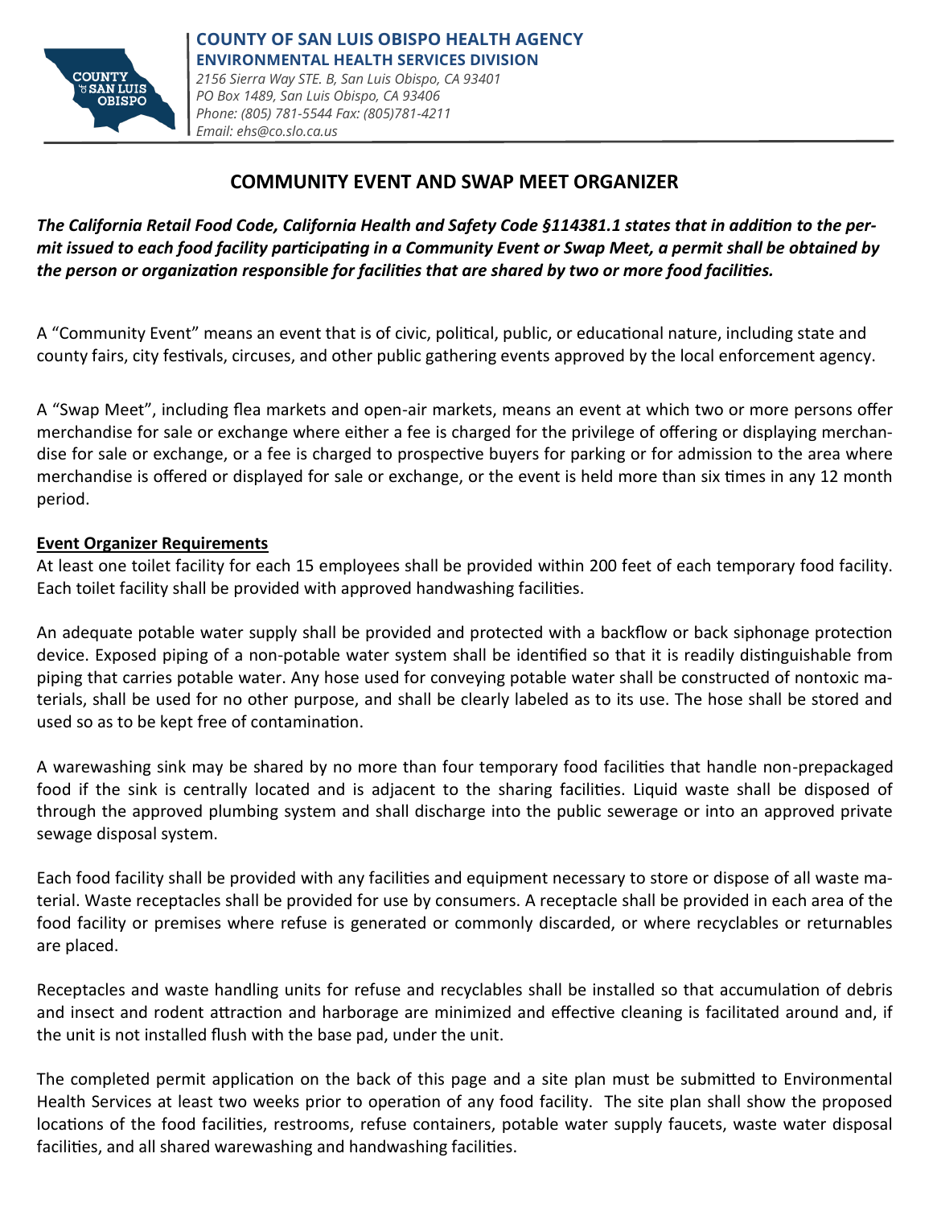**COUNTY OF SAN LUIS OBISPO HEALTH AGENCY**
**ENVIRONMENTAL HEALTH SERVICES DIVISION**
*2156 Sierra Way STE. B, San Luis Obispo, CA 93401*
*PO Box 1489, San Luis Obispo, CA 93406*
*Phone: (805) 781-5544 Fax: (805)781-4211*
*Email: ehs@co.slo.ca.us*

# COMMUNITY EVENT AND SWAP MEET ORGANIZER

***The California Retail Food Code, California Health and Safety Code §114381.1 states that in addition to the permit issued to each food facility participating in a Community Event or Swap Meet, a permit shall be obtained by the person or organization responsible for facilities that are shared by two or more food facilities.***

A "Community Event" means an event that is of civic, political, public, or educational nature, including state and county fairs, city festivals, circuses, and other public gathering events approved by the local enforcement agency.

A "Swap Meet", including flea markets and open-air markets, means an event at which two or more persons offer merchandise for sale or exchange where either a fee is charged for the privilege of offering or displaying merchandise for sale or exchange, or a fee is charged to prospective buyers for parking or for admission to the area where merchandise is offered or displayed for sale or exchange, or the event is held more than six times in any 12 month period.

**Event Organizer Requirements**

At least one toilet facility for each 15 employees shall be provided within 200 feet of each temporary food facility. Each toilet facility shall be provided with approved handwashing facilities.

An adequate potable water supply shall be provided and protected with a backflow or back siphonage protection device. Exposed piping of a non-potable water system shall be identified so that it is readily distinguishable from piping that carries potable water. Any hose used for conveying potable water shall be constructed of nontoxic materials, shall be used for no other purpose, and shall be clearly labeled as to its use. The hose shall be stored and used so as to be kept free of contamination.

A warewashing sink may be shared by no more than four temporary food facilities that handle non-prepackaged food if the sink is centrally located and is adjacent to the sharing facilities. Liquid waste shall be disposed of through the approved plumbing system and shall discharge into the public sewerage or into an approved private sewage disposal system.

Each food facility shall be provided with any facilities and equipment necessary to store or dispose of all waste material. Waste receptacles shall be provided for use by consumers. A receptacle shall be provided in each area of the food facility or premises where refuse is generated or commonly discarded, or where recyclables or returnables are placed.

Receptacles and waste handling units for refuse and recyclables shall be installed so that accumulation of debris and insect and rodent attraction and harborage are minimized and effective cleaning is facilitated around and, if the unit is not installed flush with the base pad, under the unit.

The completed permit application on the back of this page and a site plan must be submitted to Environmental Health Services at least two weeks prior to operation of any food facility. The site plan shall show the proposed locations of the food facilities, restrooms, refuse containers, potable water supply faucets, waste water disposal facilities, and all shared warewashing and handwashing facilities.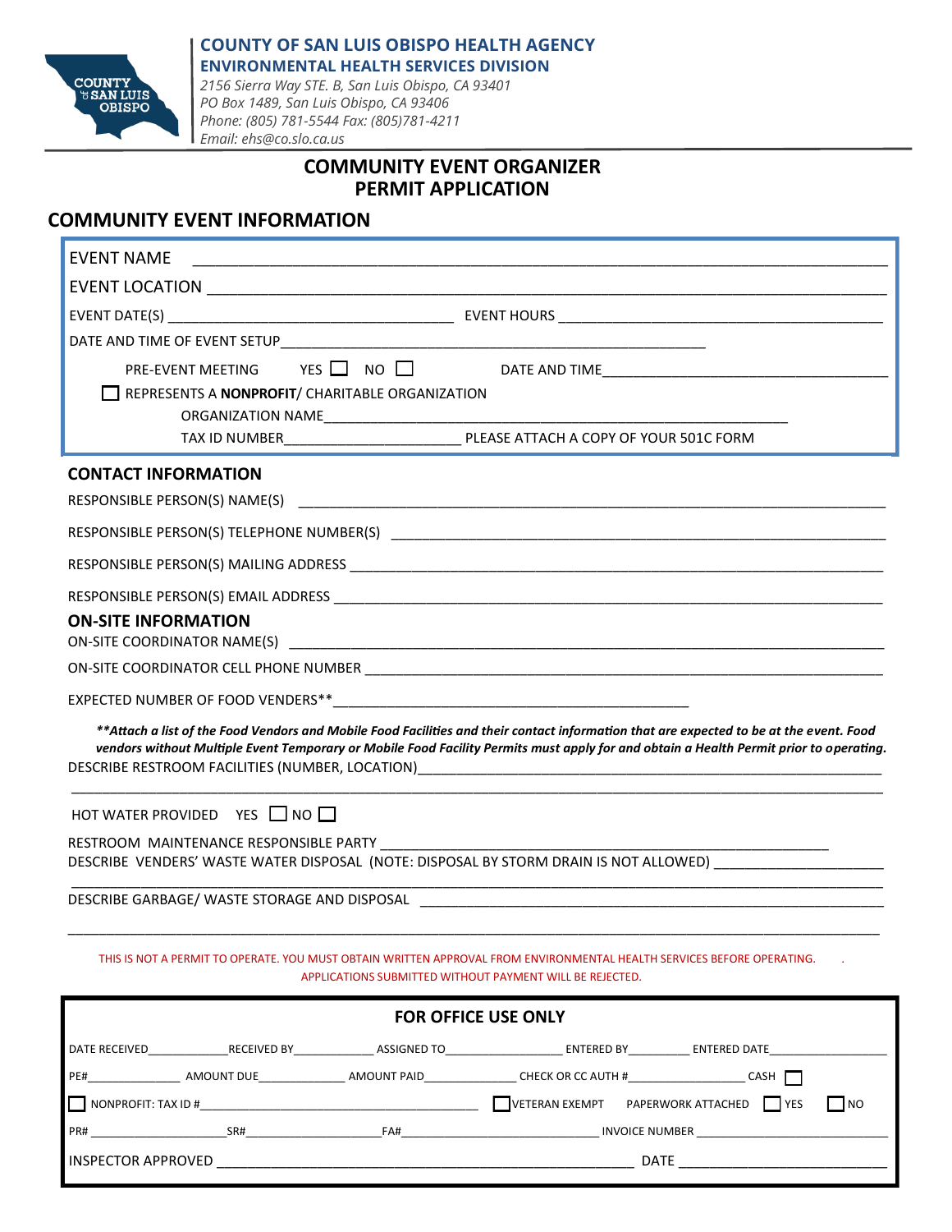**COUNTY OF SAN LUIS OBISPO HEALTH AGENCY**
**ENVIRONMENTAL HEALTH SERVICES DIVISION**
*2156 Sierra Way STE. B, San Luis Obispo, CA 93401*
*PO Box 1489, San Luis Obispo, CA 93406*
*Phone: (805) 781-5544 Fax: (805)781-4211*
*Email: ehs@co.slo.ca.us*

# COMMUNITY EVENT ORGANIZER PERMIT APPLICATION

## COMMUNITY EVENT INFORMATION

EVENT NAME ______________________________________________

EVENT LOCATION ______________________________________________

EVENT DATE(S) ______________________ EVENT HOURS ______________________

DATE AND TIME OF EVENT SETUP ______________________________________________

PRE-EVENT MEETING YES ☐ NO ☐ DATE AND TIME ______________________

☐ REPRESENTS A **NONPROFIT**/ CHARITABLE ORGANIZATION

ORGANIZATION NAME ______________________________________________

TAX ID NUMBER ______________________ PLEASE ATTACH A COPY OF YOUR 501C FORM

## CONTACT INFORMATION

RESPONSIBLE PERSON(S) NAME(S) ______________________________________________

RESPONSIBLE PERSON(S) TELEPHONE NUMBER(S) ______________________________________________

RESPONSIBLE PERSON(S) MAILING ADDRESS ______________________________________________

RESPONSIBLE PERSON(S) EMAIL ADDRESS ______________________________________________

## ON-SITE INFORMATION

ON-SITE COORDINATOR NAME(S) ______________________________________________

ON-SITE COORDINATOR CELL PHONE NUMBER ______________________________________________

EXPECTED NUMBER OF FOOD VENDERS** ______________________________________________

***\*\*Attach a list of the Food Vendors and Mobile Food Facilities and their contact information that are expected to be at the event. Food vendors without Multiple Event Temporary or Mobile Food Facility Permits must apply for and obtain a Health Permit prior to operating.***

DESCRIBE RESTROOM FACILITIES (NUMBER, LOCATION) ______________________________________________

______________________________________________

HOT WATER PROVIDED YES ☐ NO ☐

RESTROOM MAINTENANCE RESPONSIBLE PARTY ______________________________________________

DESCRIBE VENDERS' WASTE WATER DISPOSAL (NOTE: DISPOSAL BY STORM DRAIN IS NOT ALLOWED) ______________________

______________________________________________

DESCRIBE GARBAGE/ WASTE STORAGE AND DISPOSAL ______________________________________________

______________________________________________

THIS IS NOT A PERMIT TO OPERATE. YOU MUST OBTAIN WRITTEN APPROVAL FROM ENVIRONMENTAL HEALTH SERVICES BEFORE OPERATING.
APPLICATIONS SUBMITTED WITHOUT PAYMENT WILL BE REJECTED.

## FOR OFFICE USE ONLY

DATE RECEIVED__________ RECEIVED BY__________ ASSIGNED TO__________ ENTERED BY__________ ENTERED DATE__________

PE#__________ AMOUNT DUE__________ AMOUNT PAID__________ CHECK OR CC AUTH #__________ CASH ☐

☐ NONPROFIT: TAX ID #______________________ ☐ VETERAN EXEMPT PAPERWORK ATTACHED ☐ YES ☐ NO

PR# __________ SR#__________ FA#__________ INVOICE NUMBER __________

INSPECTOR APPROVED ______________________________ DATE ______________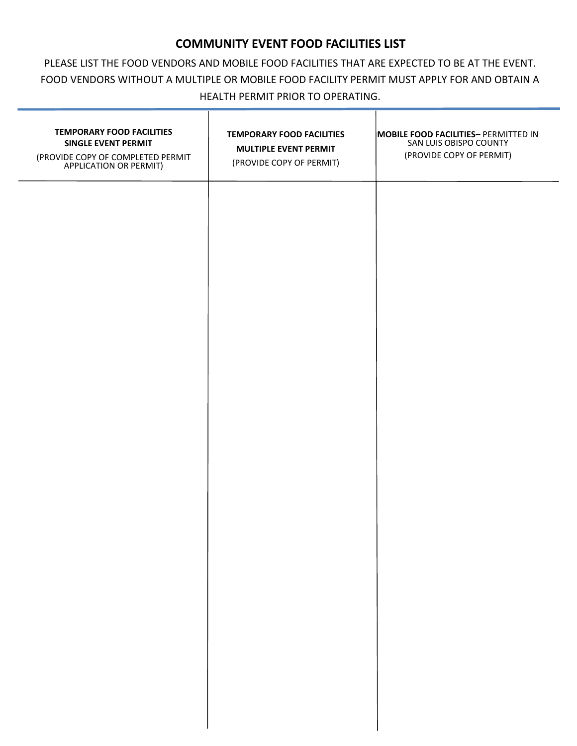# COMMUNITY EVENT FOOD FACILITIES LIST

PLEASE LIST THE FOOD VENDORS AND MOBILE FOOD FACILITIES THAT ARE EXPECTED TO BE AT THE EVENT. FOOD VENDORS WITHOUT A MULTIPLE OR MOBILE FOOD FACILITY PERMIT MUST APPLY FOR AND OBTAIN A HEALTH PERMIT PRIOR TO OPERATING.

| **TEMPORARY FOOD FACILITIES SINGLE EVENT PERMIT** (PROVIDE COPY OF COMPLETED PERMIT APPLICATION OR PERMIT) | **TEMPORARY FOOD FACILITIES MULTIPLE EVENT PERMIT** (PROVIDE COPY OF PERMIT) | **MOBILE FOOD FACILITIES–** PERMITTED IN SAN LUIS OBISPO COUNTY (PROVIDE COPY OF PERMIT) |
|---|---|---|
| | | |